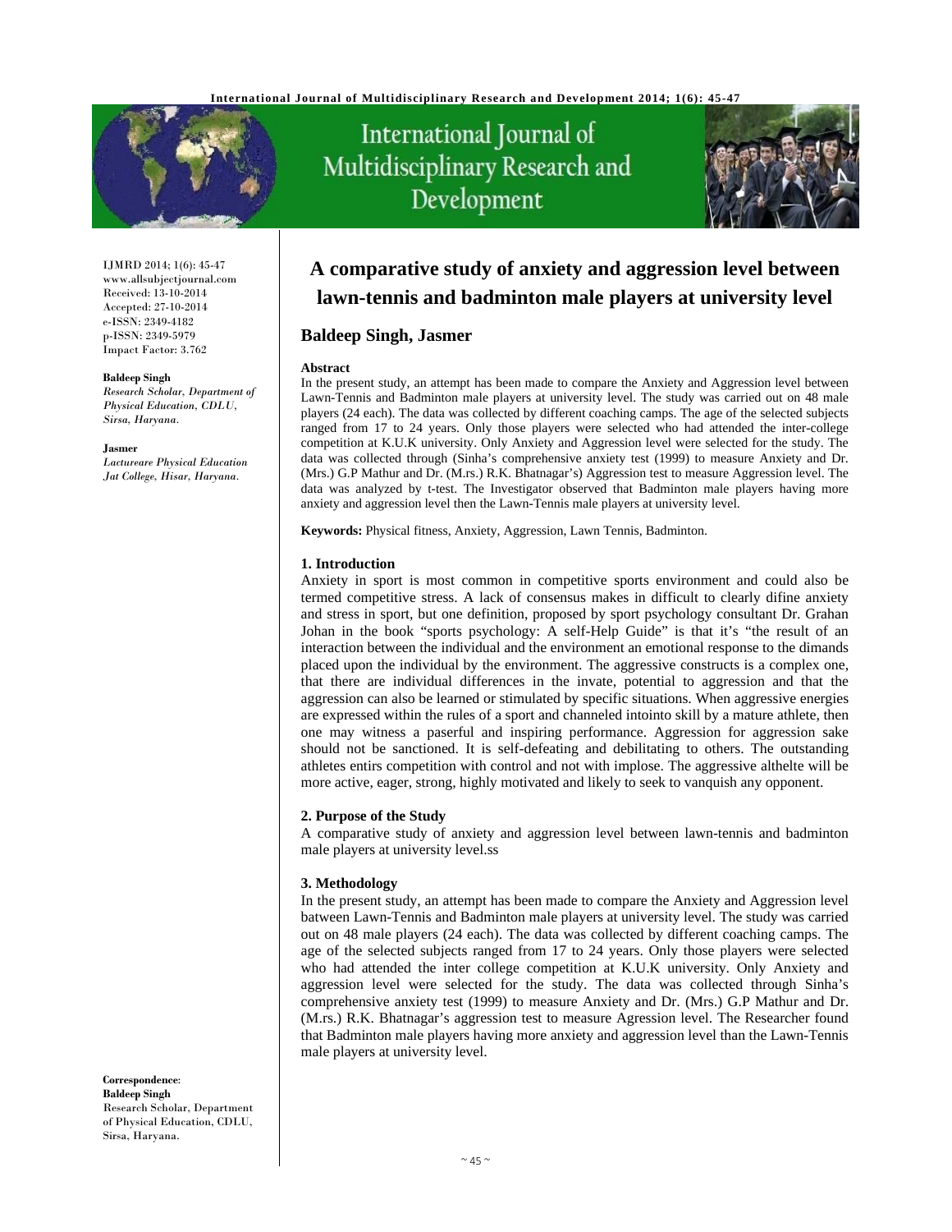# A comparative study of anxiety and aggression level between lawn-tennis and badminton male players at university level

## Baldeep Singh, Jasmer

IJMRD 2014; 1(6): 45-47
www.allsubjectjournal.com
Received: 13-10-2014
Accepted: 27-10-2014
e-ISSN: 2349-4182
p-ISSN: 2349-5979
Impact Factor: 3.762

**Baldeep Singh**
*Research Scholar, Department of Physical Education, CDLU, Sirsa, Haryana.*

**Jasmer**
*Lactureare Physical Education Jat College, Hisar, Haryana.*

**Correspondence**:
**Baldeep Singh**
Research Scholar, Department of Physical Education, CDLU, Sirsa, Haryana.

**Abstract**

In the present study, an attempt has been made to compare the Anxiety and Aggression level between Lawn-Tennis and Badminton male players at university level. The study was carried out on 48 male players (24 each). The data was collected by different coaching camps. The age of the selected subjects ranged from 17 to 24 years. Only those players were selected who had attended the inter-college competition at K.U.K university. Only Anxiety and Aggression level were selected for the study. The data was collected through (Sinha's comprehensive anxiety test (1999) to measure Anxiety and Dr. (Mrs.) G.P Mathur and Dr. (M.rs.) R.K. Bhatnagar's) Aggression test to measure Aggression level. The data was analyzed by t-test. The Investigator observed that Badminton male players having more anxiety and aggression level then the Lawn-Tennis male players at university level.

**Keywords:** Physical fitness, Anxiety, Aggression, Lawn Tennis, Badminton.

### 1. Introduction

Anxiety in sport is most common in competitive sports environment and could also be termed competitive stress. A lack of consensus makes in difficult to clearly difine anxiety and stress in sport, but one definition, proposed by sport psychology consultant Dr. Grahan Johan in the book "sports psychology: A self-Help Guide" is that it's "the result of an interaction between the individual and the environment an emotional response to the dimands placed upon the individual by the environment. The aggressive constructs is a complex one, that there are individual differences in the invate, potential to aggression and that the aggression can also be learned or stimulated by specific situations. When aggressive energies are expressed within the rules of a sport and channeled intointo skill by a mature athlete, then one may witness a paserful and inspiring performance. Aggression for aggression sake should not be sanctioned. It is self-defeating and debilitating to others. The outstanding athletes entirs competition with control and not with implose. The aggressive althelte will be more active, eager, strong, highly motivated and likely to seek to vanquish any opponent.

### 2. Purpose of the Study

A comparative study of anxiety and aggression level between lawn-tennis and badminton male players at university level.ss

### 3. Methodology

In the present study, an attempt has been made to compare the Anxiety and Aggression level batween Lawn-Tennis and Badminton male players at university level. The study was carried out on 48 male players (24 each). The data was collected by different coaching camps. The age of the selected subjects ranged from 17 to 24 years. Only those players were selected who had attended the inter college competition at K.U.K university. Only Anxiety and aggression level were selected for the study. The data was collected through Sinha's comprehensive anxiety test (1999) to measure Anxiety and Dr. (Mrs.) G.P Mathur and Dr. (M.rs.) R.K. Bhatnagar's aggression test to measure Agression level. The Researcher found that Badminton male players having more anxiety and aggression level than the Lawn-Tennis male players at university level.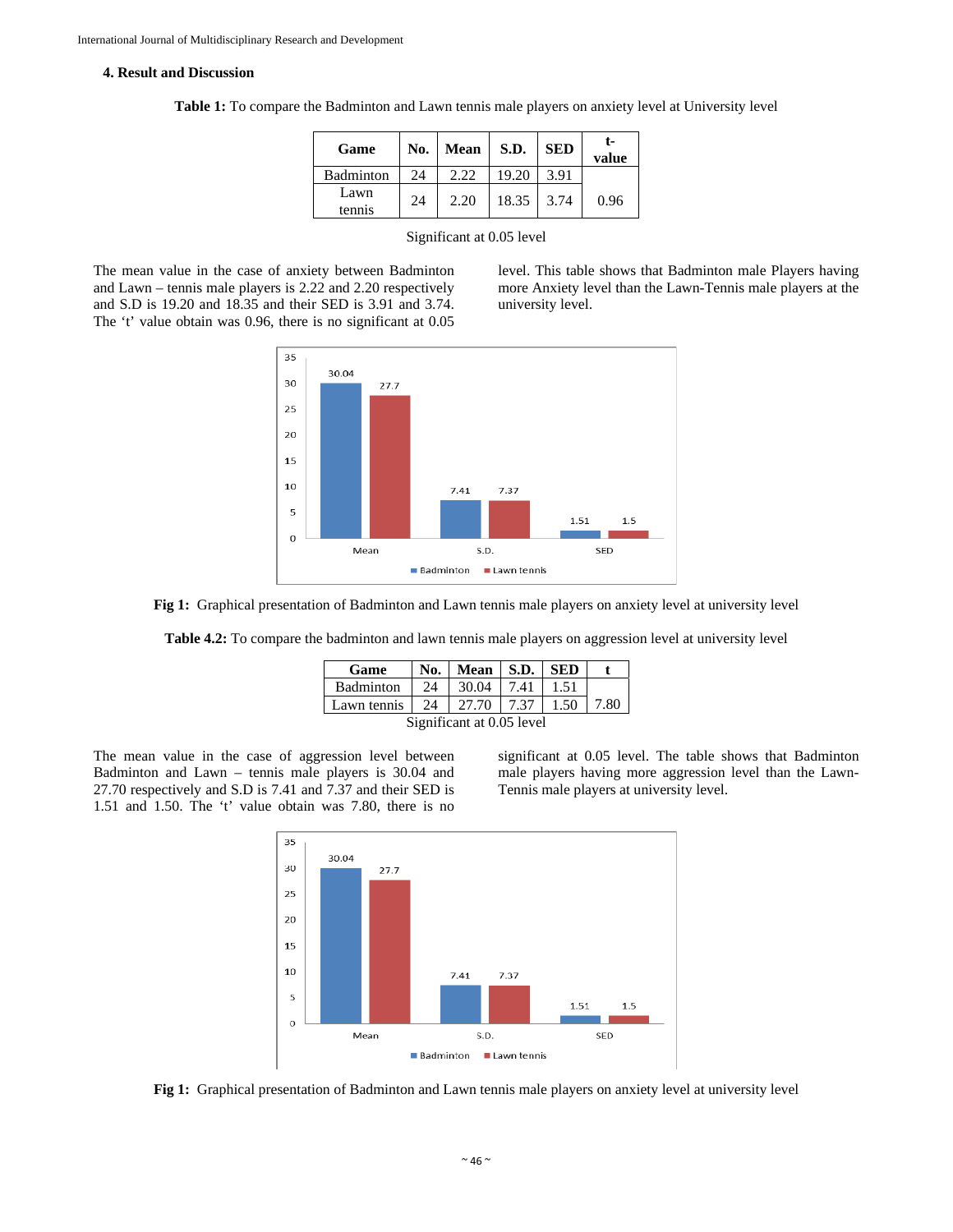## 4. Result and Discussion

**Table 1:** To compare the Badminton and Lawn tennis male players on anxiety level at University level

| Game | No. | Mean | S.D. | SED | t-value |
|---|---|---|---|---|---|
| Badminton | 24 | 2.22 | 19.20 | 3.91 | |
| Lawn tennis | 24 | 2.20 | 18.35 | 3.74 | 0.96 |

Significant at 0.05 level

The mean value in the case of anxiety between Badminton and Lawn – tennis male players is 2.22 and 2.20 respectively and S.D is 19.20 and 18.35 and their SED is 3.91 and 3.74. The 't' value obtain was 0.96, there is no significant at 0.05 level. This table shows that Badminton male Players having more Anxiety level than the Lawn-Tennis male players at the university level.

Fig 1: Graphical presentation of Badminton and Lawn tennis male players on anxiety level at university level

**Table 4.2:** To compare the badminton and lawn tennis male players on aggression level at university level

| Game | No. | Mean | S.D. | SED | t |
|---|---|---|---|---|---|
| Badminton | 24 | 30.04 | 7.41 | 1.51 | |
| Lawn tennis | 24 | 27.70 | 7.37 | 1.50 | 7.80 |

Significant at 0.05 level

The mean value in the case of aggression level between Badminton and Lawn – tennis male players is 30.04 and 27.70 respectively and S.D is 7.41 and 7.37 and their SED is 1.51 and 1.50. The 't' value obtain was 7.80, there is no significant at 0.05 level. The table shows that Badminton male players having more aggression level than the Lawn-Tennis male players at university level.

**Fig 1:** Graphical presentation of Badminton and Lawn tennis male players on anxiety level at university level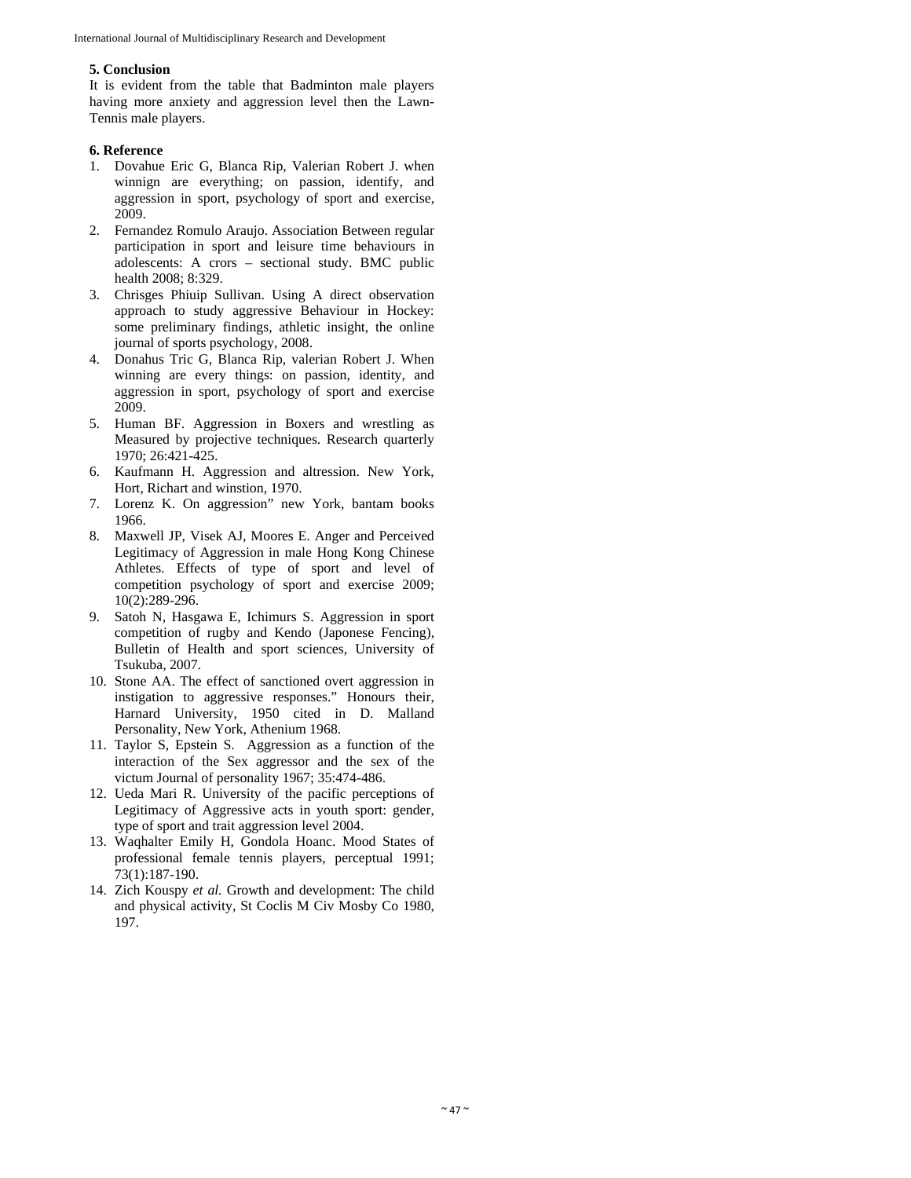## 5. Conclusion

It is evident from the table that Badminton male players having more anxiety and aggression level then the Lawn-Tennis male players.

## 6. Reference

1. Dovahue Eric G, Blanca Rip, Valerian Robert J. when winnign are everything; on passion, identify, and aggression in sport, psychology of sport and exercise, 2009.
2. Fernandez Romulo Araujo. Association Between regular participation in sport and leisure time behaviours in adolescents: A crors – sectional study. BMC public health 2008; 8:329.
3. Chrisges Phiuip Sullivan. Using A direct observation approach to study aggressive Behaviour in Hockey: some preliminary findings, athletic insight, the online journal of sports psychology, 2008.
4. Donahus Tric G, Blanca Rip, valerian Robert J. When winning are every things: on passion, identity, and aggression in sport, psychology of sport and exercise 2009.
5. Human BF. Aggression in Boxers and wrestling as Measured by projective techniques. Research quarterly 1970; 26:421-425.
6. Kaufmann H. Aggression and altression. New York, Hort, Richart and winstion, 1970.
7. Lorenz K. On aggression" new York, bantam books 1966.
8. Maxwell JP, Visek AJ, Moores E. Anger and Perceived Legitimacy of Aggression in male Hong Kong Chinese Athletes. Effects of type of sport and level of competition psychology of sport and exercise 2009; 10(2):289-296.
9. Satoh N, Hasgawa E, Ichimurs S. Aggression in sport competition of rugby and Kendo (Japonese Fencing), Bulletin of Health and sport sciences, University of Tsukuba, 2007.
10. Stone AA. The effect of sanctioned overt aggression in instigation to aggressive responses." Honours their, Harnard University, 1950 cited in D. Malland Personality, New York, Athenium 1968.
11. Taylor S, Epstein S. Aggression as a function of the interaction of the Sex aggressor and the sex of the victum Journal of personality 1967; 35:474-486.
12. Ueda Mari R. University of the pacific perceptions of Legitimacy of Aggressive acts in youth sport: gender, type of sport and trait aggression level 2004.
13. Waqhalter Emily H, Gondola Hoanc. Mood States of professional female tennis players, perceptual 1991; 73(1):187-190.
14. Zich Kouspy *et al.* Growth and development: The child and physical activity, St Coclis M Civ Mosby Co 1980, 197.